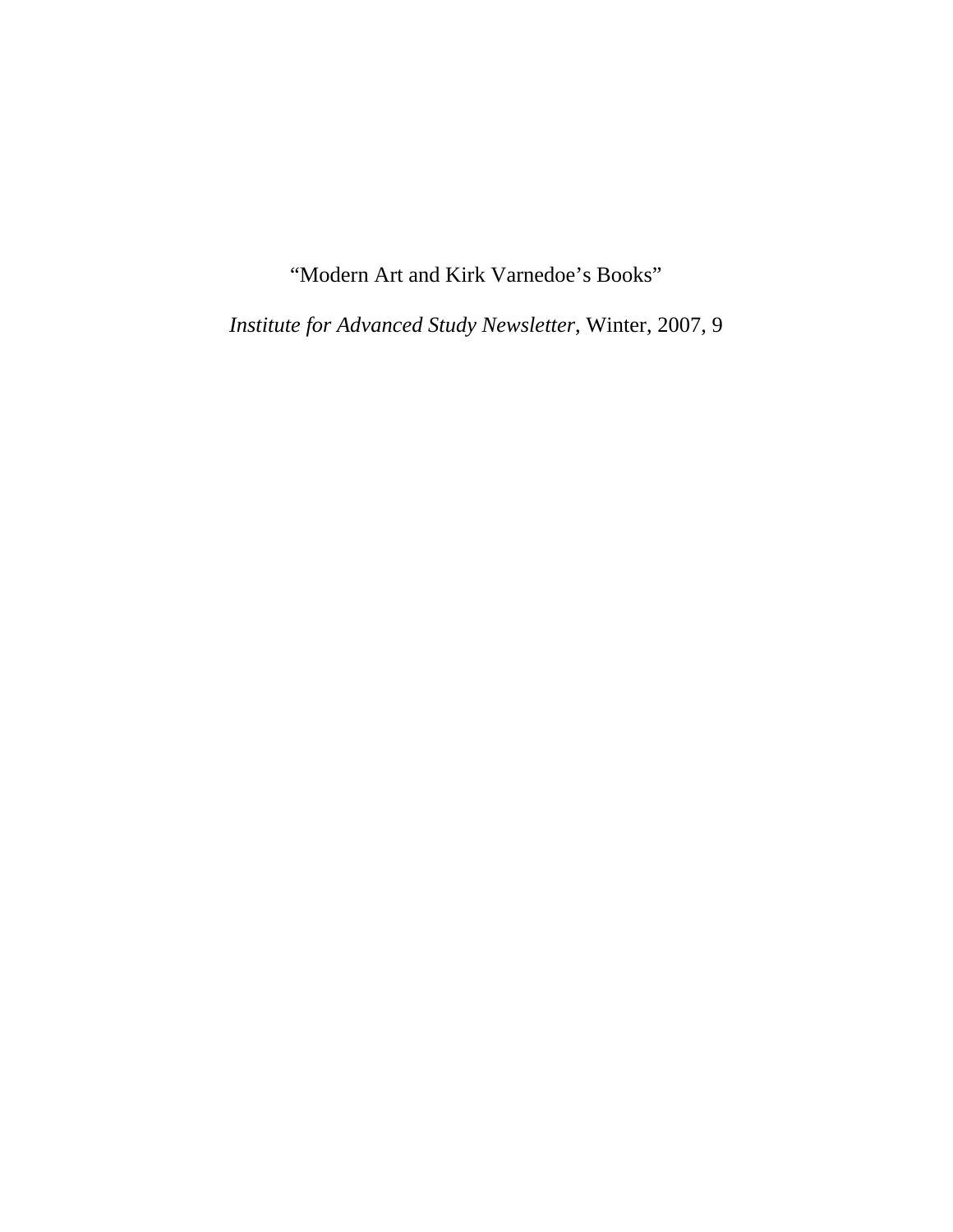“Modern Art and Kirk Varnedoe’s Books”

*Institute for Advanced Study Newsletter*, Winter, 2007, 9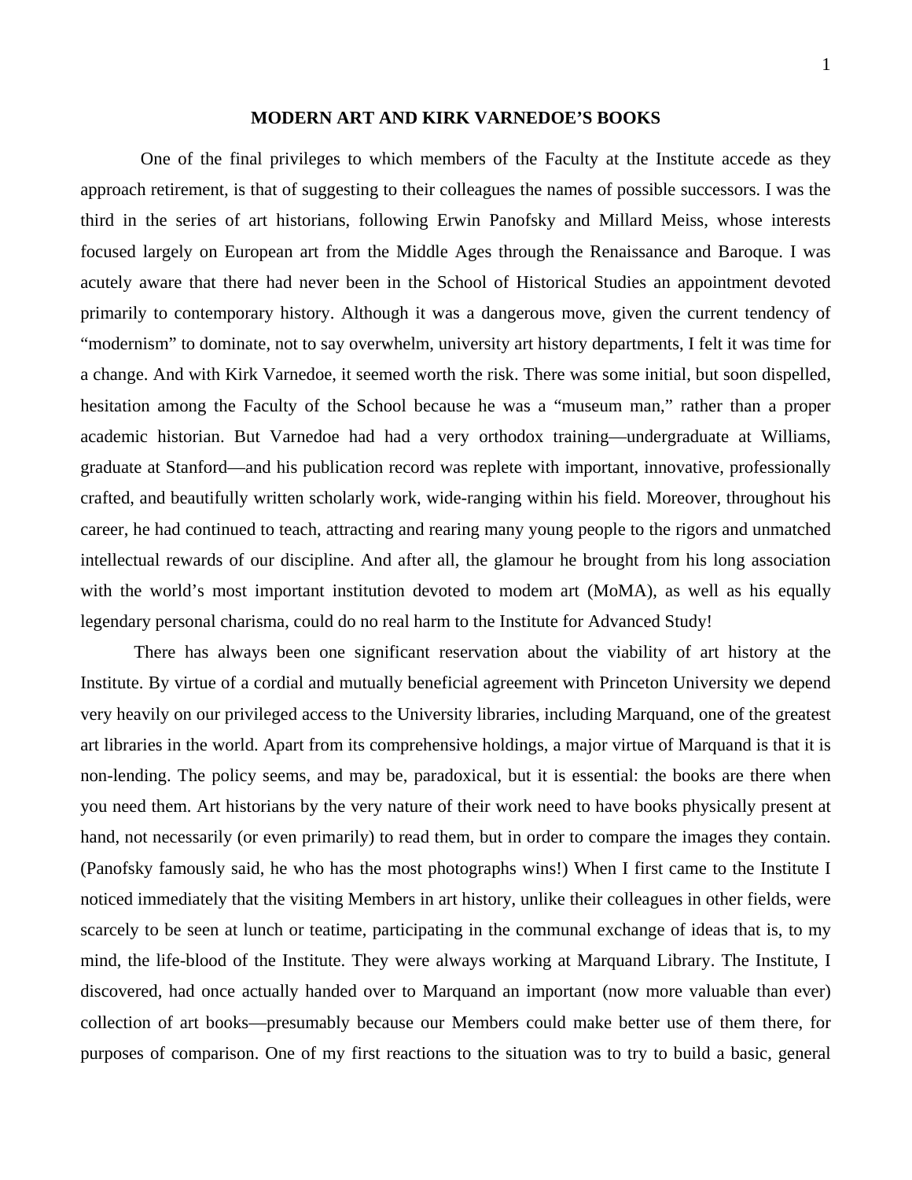# MODERN ART AND KIRK VARNEDOE'S BOOKS

One of the final privileges to which members of the Faculty at the Institute accede as they approach retirement, is that of suggesting to their colleagues the names of possible successors. I was the third in the series of art historians, following Erwin Panofsky and Millard Meiss, whose interests focused largely on European art from the Middle Ages through the Renaissance and Baroque. I was acutely aware that there had never been in the School of Historical Studies an appointment devoted primarily to contemporary history. Although it was a dangerous move, given the current tendency of "modernism" to dominate, not to say overwhelm, university art history departments, I felt it was time for a change. And with Kirk Varnedoe, it seemed worth the risk. There was some initial, but soon dispelled, hesitation among the Faculty of the School because he was a "museum man," rather than a proper academic historian. But Varnedoe had had a very orthodox training—undergraduate at Williams, graduate at Stanford—and his publication record was replete with important, innovative, professionally crafted, and beautifully written scholarly work, wide-ranging within his field. Moreover, throughout his career, he had continued to teach, attracting and rearing many young people to the rigors and unmatched intellectual rewards of our discipline. And after all, the glamour he brought from his long association with the world's most important institution devoted to modem art (MoMA), as well as his equally legendary personal charisma, could do no real harm to the Institute for Advanced Study!

There has always been one significant reservation about the viability of art history at the Institute. By virtue of a cordial and mutually beneficial agreement with Princeton University we depend very heavily on our privileged access to the University libraries, including Marquand, one of the greatest art libraries in the world. Apart from its comprehensive holdings, a major virtue of Marquand is that it is non-lending. The policy seems, and may be, paradoxical, but it is essential: the books are there when you need them. Art historians by the very nature of their work need to have books physically present at hand, not necessarily (or even primarily) to read them, but in order to compare the images they contain. (Panofsky famously said, he who has the most photographs wins!) When I first came to the Institute I noticed immediately that the visiting Members in art history, unlike their colleagues in other fields, were scarcely to be seen at lunch or teatime, participating in the communal exchange of ideas that is, to my mind, the life-blood of the Institute. They were always working at Marquand Library. The Institute, I discovered, had once actually handed over to Marquand an important (now more valuable than ever) collection of art books—presumably because our Members could make better use of them there, for purposes of comparison. One of my first reactions to the situation was to try to build a basic, general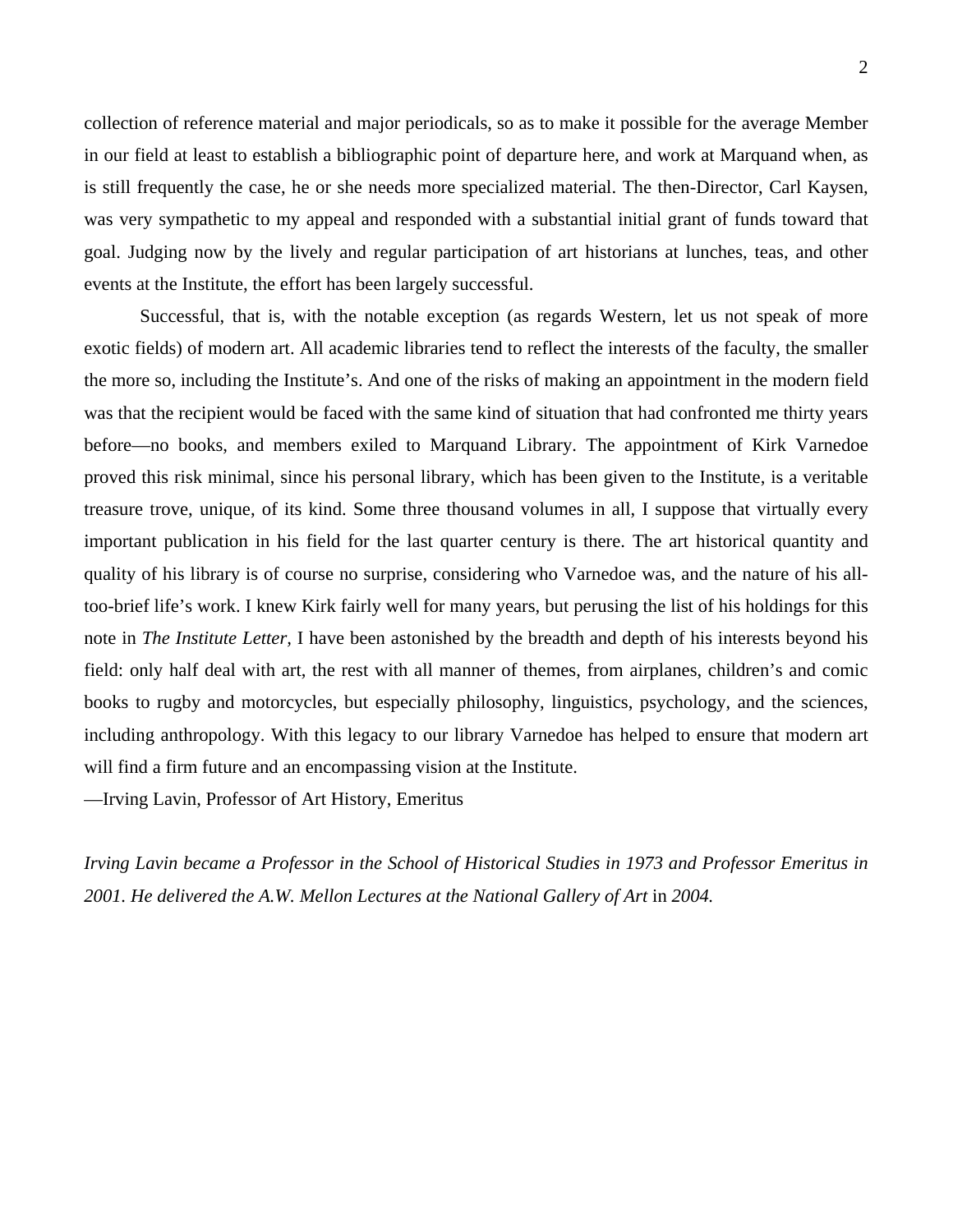collection of reference material and major periodicals, so as to make it possible for the average Member in our field at least to establish a bibliographic point of departure here, and work at Marquand when, as is still frequently the case, he or she needs more specialized material. The then-Director, Carl Kaysen, was very sympathetic to my appeal and responded with a substantial initial grant of funds toward that goal. Judging now by the lively and regular participation of art historians at lunches, teas, and other events at the Institute, the effort has been largely successful.

Successful, that is, with the notable exception (as regards Western, let us not speak of more exotic fields) of modern art. All academic libraries tend to reflect the interests of the faculty, the smaller the more so, including the Institute's. And one of the risks of making an appointment in the modern field was that the recipient would be faced with the same kind of situation that had confronted me thirty years before—no books, and members exiled to Marquand Library. The appointment of Kirk Varnedoe proved this risk minimal, since his personal library, which has been given to the Institute, is a veritable treasure trove, unique, of its kind. Some three thousand volumes in all, I suppose that virtually every important publication in his field for the last quarter century is there. The art historical quantity and quality of his library is of course no surprise, considering who Varnedoe was, and the nature of his all-too-brief life's work. I knew Kirk fairly well for many years, but perusing the list of his holdings for this note in *The Institute Letter,* I have been astonished by the breadth and depth of his interests beyond his field: only half deal with art, the rest with all manner of themes, from airplanes, children's and comic books to rugby and motorcycles, but especially philosophy, linguistics, psychology, and the sciences, including anthropology. With this legacy to our library Varnedoe has helped to ensure that modern art will find a firm future and an encompassing vision at the Institute.

—Irving Lavin, Professor of Art History, Emeritus

*Irving Lavin became a Professor in the School of Historical Studies in 1973 and Professor Emeritus in 2001. He delivered the A.W. Mellon Lectures at the National Gallery of Art* in *2004.*